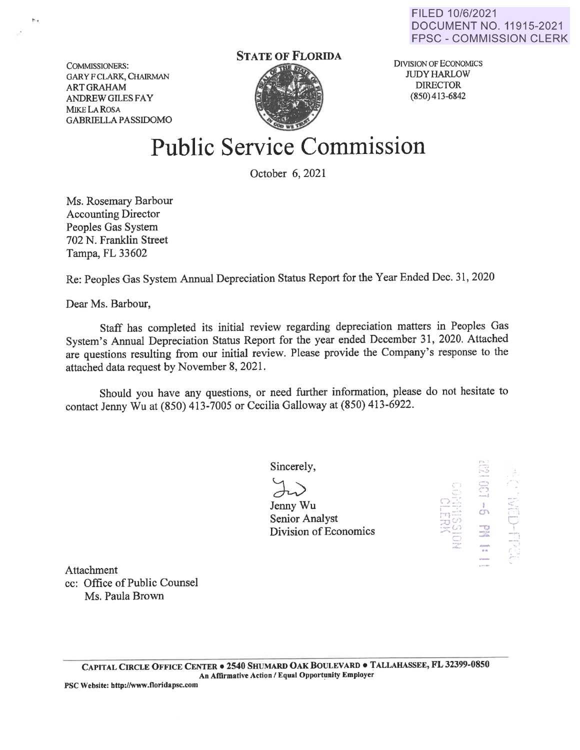FILED 10/6/2021
DOCUMENT NO. 11915-2021
FPSC - COMMISSION CLERK

COMMISSIONERS:
GARY F CLARK, CHAIRMAN
ART GRAHAM
ANDREW GILES FAY
MIKE LA ROSA
GABRIELLA PASSIDOMO

**STATE OF FLORIDA**

DIVISION OF ECONOMICS
JUDY HARLOW
DIRECTOR
(850) 413-6842

# Public Service Commission

October 6, 2021

Ms. Rosemary Barbour
Accounting Director
Peoples Gas System
702 N. Franklin Street
Tampa, FL 33602

Re: Peoples Gas System Annual Depreciation Status Report for the Year Ended Dec. 31, 2020

Dear Ms. Barbour,

Staff has completed its initial review regarding depreciation matters in Peoples Gas System's Annual Depreciation Status Report for the year ended December 31, 2020. Attached are questions resulting from our initial review. Please provide the Company's response to the attached data request by November 8, 2021.

Should you have any questions, or need further information, please do not hesitate to contact Jenny Wu at (850) 413-7005 or Cecilia Galloway at (850) 413-6922.

Sincerely,

Jenny Wu
Senior Analyst
Division of Economics

Attachment
cc: Office of Public Counsel
Ms. Paula Brown

CAPITAL CIRCLE OFFICE CENTER • 2540 SHUMARD OAK BOULEVARD • TALLAHASSEE, FL 32399-0850
An Affirmative Action / Equal Opportunity Employer
PSC Website: http://www.floridapsc.com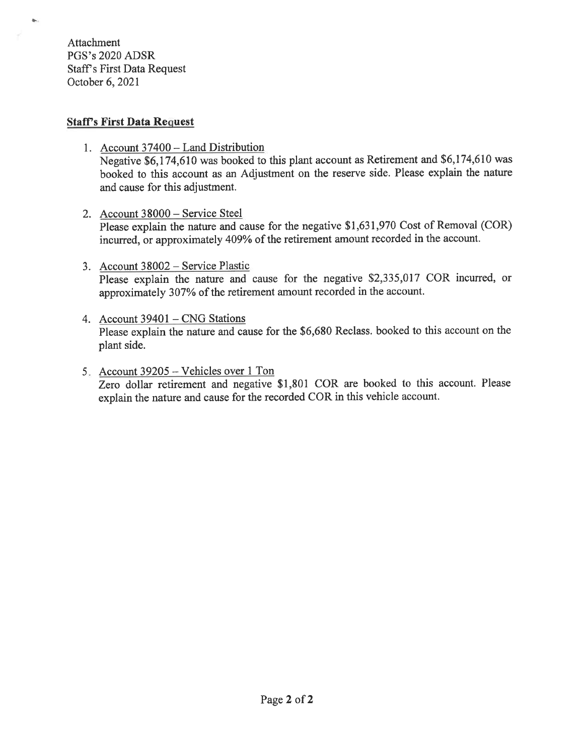Attachment
PGS's 2020 ADSR
Staff's First Data Request
October 6, 2021

**Staff's First Data Request**

1. Account 37400 – Land Distribution
   Negative $6,174,610 was booked to this plant account as Retirement and $6,174,610 was booked to this account as an Adjustment on the reserve side. Please explain the nature and cause for this adjustment.

2. Account 38000 – Service Steel
   Please explain the nature and cause for the negative $1,631,970 Cost of Removal (COR) incurred, or approximately 409% of the retirement amount recorded in the account.

3. Account 38002 – Service Plastic
   Please explain the nature and cause for the negative $2,335,017 COR incurred, or approximately 307% of the retirement amount recorded in the account.

4. Account 39401 – CNG Stations
   Please explain the nature and cause for the $6,680 Reclass. booked to this account on the plant side.

5. Account 39205 – Vehicles over 1 Ton
   Zero dollar retirement and negative $1,801 COR are booked to this account. Please explain the nature and cause for the recorded COR in this vehicle account.